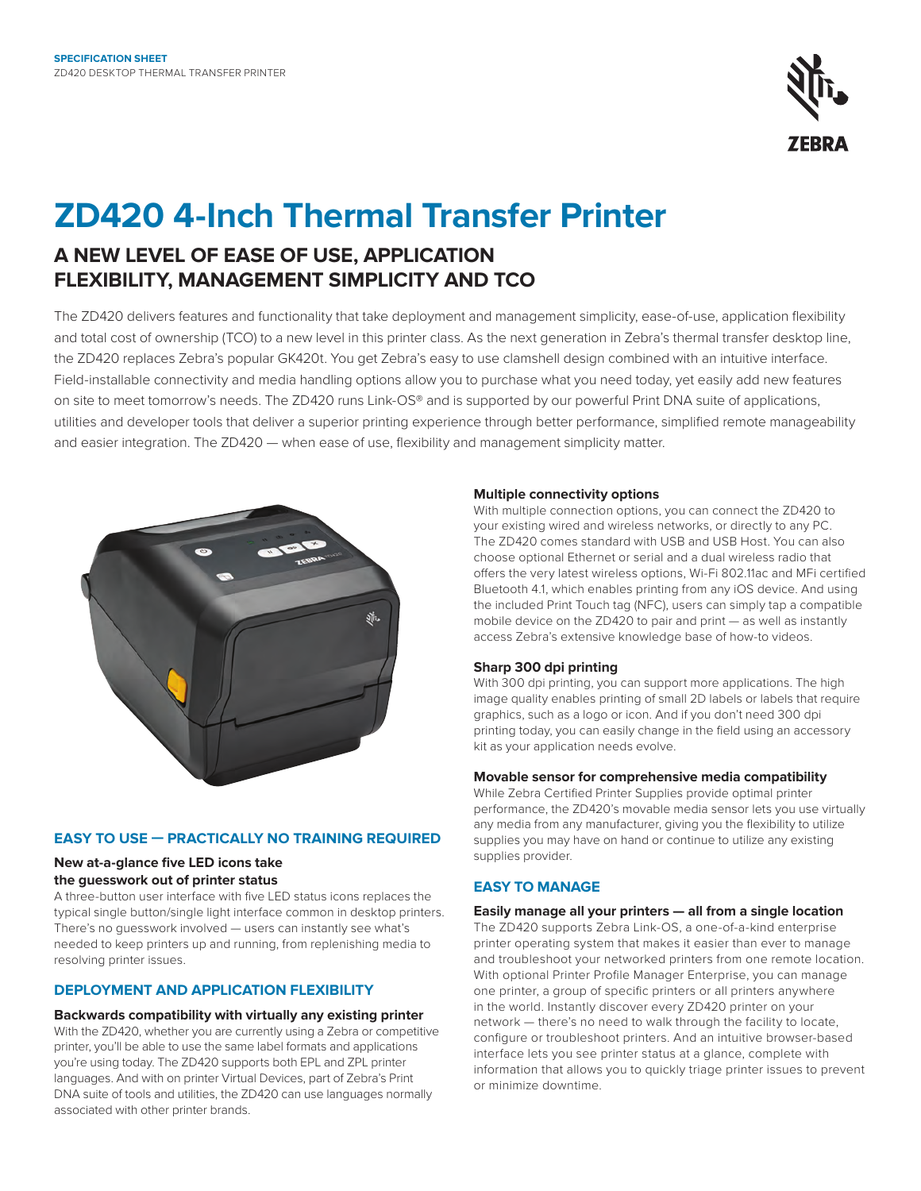**SPECIFICATION SHEET**
ZD420 DESKTOP THERMAL TRANSFER PRINTER

# ZD420 4-Inch Thermal Transfer Printer

## A NEW LEVEL OF EASE OF USE, APPLICATION FLEXIBILITY, MANAGEMENT SIMPLICITY AND TCO

The ZD420 delivers features and functionality that take deployment and management simplicity, ease-of-use, application flexibility and total cost of ownership (TCO) to a new level in this printer class. As the next generation in Zebra's thermal transfer desktop line, the ZD420 replaces Zebra's popular GK420t. You get Zebra's easy to use clamshell design combined with an intuitive interface. Field-installable connectivity and media handling options allow you to purchase what you need today, yet easily add new features on site to meet tomorrow's needs. The ZD420 runs Link-OS® and is supported by our powerful Print DNA suite of applications, utilities and developer tools that deliver a superior printing experience through better performance, simplified remote manageability and easier integration. The ZD420 — when ease of use, flexibility and management simplicity matter.

## EASY TO USE — PRACTICALLY NO TRAINING REQUIRED

### New at-a-glance five LED icons take the guesswork out of printer status

A three-button user interface with five LED status icons replaces the typical single button/single light interface common in desktop printers. There's no guesswork involved — users can instantly see what's needed to keep printers up and running, from replenishing media to resolving printer issues.

## DEPLOYMENT AND APPLICATION FLEXIBILITY

### Backwards compatibility with virtually any existing printer

With the ZD420, whether you are currently using a Zebra or competitive printer, you'll be able to use the same label formats and applications you're using today. The ZD420 supports both EPL and ZPL printer languages. And with on printer Virtual Devices, part of Zebra's Print DNA suite of tools and utilities, the ZD420 can use languages normally associated with other printer brands.

### Multiple connectivity options

With multiple connection options, you can connect the ZD420 to your existing wired and wireless networks, or directly to any PC. The ZD420 comes standard with USB and USB Host. You can also choose optional Ethernet or serial and a dual wireless radio that offers the very latest wireless options, Wi-Fi 802.11ac and MFi certified Bluetooth 4.1, which enables printing from any iOS device. And using the included Print Touch tag (NFC), users can simply tap a compatible mobile device on the ZD420 to pair and print — as well as instantly access Zebra's extensive knowledge base of how-to videos.

### Sharp 300 dpi printing

With 300 dpi printing, you can support more applications. The high image quality enables printing of small 2D labels or labels that require graphics, such as a logo or icon. And if you don't need 300 dpi printing today, you can easily change in the field using an accessory kit as your application needs evolve.

### Movable sensor for comprehensive media compatibility

While Zebra Certified Printer Supplies provide optimal printer performance, the ZD420's movable media sensor lets you use virtually any media from any manufacturer, giving you the flexibility to utilize supplies you may have on hand or continue to utilize any existing supplies provider.

## EASY TO MANAGE

### Easily manage all your printers — all from a single location

The ZD420 supports Zebra Link-OS, a one-of-a-kind enterprise printer operating system that makes it easier than ever to manage and troubleshoot your networked printers from one remote location. With optional Printer Profile Manager Enterprise, you can manage one printer, a group of specific printers or all printers anywhere in the world. Instantly discover every ZD420 printer on your network — there's no need to walk through the facility to locate, configure or troubleshoot printers. And an intuitive browser-based interface lets you see printer status at a glance, complete with information that allows you to quickly triage printer issues to prevent or minimize downtime.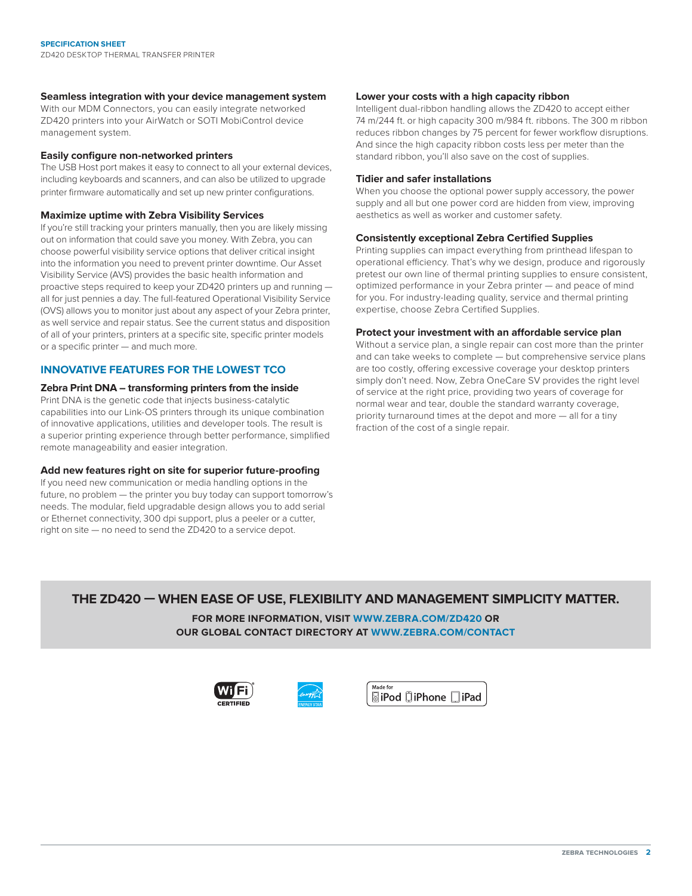### Seamless integration with your device management system

With our MDM Connectors, you can easily integrate networked ZD420 printers into your AirWatch or SOTI MobiControl device management system.

### Easily configure non-networked printers

The USB Host port makes it easy to connect to all your external devices, including keyboards and scanners, and can also be utilized to upgrade printer firmware automatically and set up new printer configurations.

### Maximize uptime with Zebra Visibility Services

If you're still tracking your printers manually, then you are likely missing out on information that could save you money. With Zebra, you can choose powerful visibility service options that deliver critical insight into the information you need to prevent printer downtime. Our Asset Visibility Service (AVS) provides the basic health information and proactive steps required to keep your ZD420 printers up and running — all for just pennies a day. The full-featured Operational Visibility Service (OVS) allows you to monitor just about any aspect of your Zebra printer, as well service and repair status. See the current status and disposition of all of your printers, printers at a specific site, specific printer models or a specific printer — and much more.

## INNOVATIVE FEATURES FOR THE LOWEST TCO

### Zebra Print DNA – transforming printers from the inside

Print DNA is the genetic code that injects business-catalytic capabilities into our Link-OS printers through its unique combination of innovative applications, utilities and developer tools. The result is a superior printing experience through better performance, simplified remote manageability and easier integration.

### Add new features right on site for superior future-proofing

If you need new communication or media handling options in the future, no problem — the printer you buy today can support tomorrow's needs. The modular, field upgradable design allows you to add serial or Ethernet connectivity, 300 dpi support, plus a peeler or a cutter, right on site — no need to send the ZD420 to a service depot.

### Lower your costs with a high capacity ribbon

Intelligent dual-ribbon handling allows the ZD420 to accept either 74 m/244 ft. or high capacity 300 m/984 ft. ribbons. The 300 m ribbon reduces ribbon changes by 75 percent for fewer workflow disruptions. And since the high capacity ribbon costs less per meter than the standard ribbon, you'll also save on the cost of supplies.

### Tidier and safer installations

When you choose the optional power supply accessory, the power supply and all but one power cord are hidden from view, improving aesthetics as well as worker and customer safety.

### Consistently exceptional Zebra Certified Supplies

Printing supplies can impact everything from printhead lifespan to operational efficiency. That's why we design, produce and rigorously pretest our own line of thermal printing supplies to ensure consistent, optimized performance in your Zebra printer — and peace of mind for you. For industry-leading quality, service and thermal printing expertise, choose Zebra Certified Supplies.

### Protect your investment with an affordable service plan

Without a service plan, a single repair can cost more than the printer and can take weeks to complete — but comprehensive service plans are too costly, offering excessive coverage your desktop printers simply don't need. Now, Zebra OneCare SV provides the right level of service at the right price, providing two years of coverage for normal wear and tear, double the standard warranty coverage, priority turnaround times at the depot and more — all for a tiny fraction of the cost of a single repair.

## THE ZD420 — WHEN EASE OF USE, FLEXIBILITY AND MANAGEMENT SIMPLICITY MATTER.

**FOR MORE INFORMATION, VISIT WWW.ZEBRA.COM/ZD420 OR OUR GLOBAL CONTACT DIRECTORY AT WWW.ZEBRA.COM/CONTACT**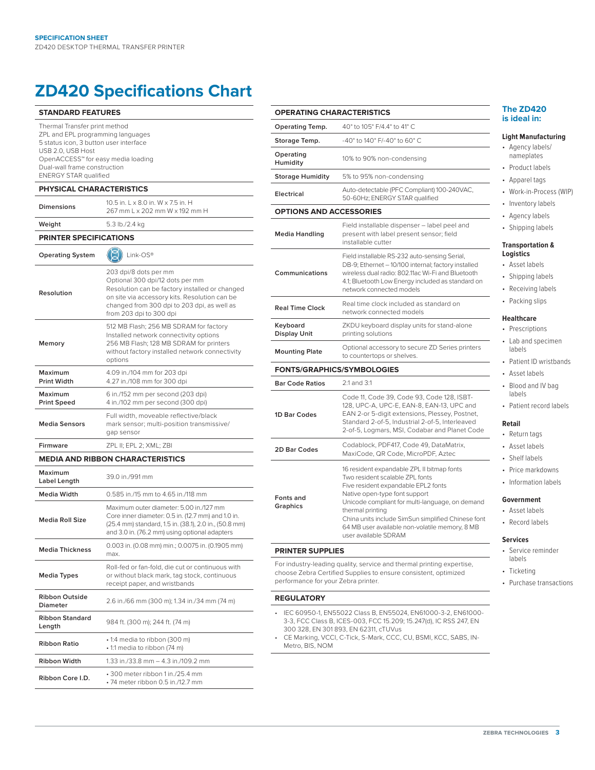SPECIFICATION SHEET
ZD420 DESKTOP THERMAL TRANSFER PRINTER

# ZD420 Specifications Chart

## STANDARD FEATURES

Thermal Transfer print method
ZPL and EPL programming languages
5 status icon, 3 button user interface
USB 2.0, USB Host
OpenACCESS™ for easy media loading
Dual-wall frame construction
ENERGY STAR qualified

## PHYSICAL CHARACTERISTICS

| | |
|---|---|
| **Dimensions** | 10.5 in. L x 8.0 in. W x 7.5 in. H<br>267 mm L x 202 mm W x 192 mm H |
| **Weight** | 5.3 lb./2.4 kg |

## PRINTER SPECIFICATIONS

| | |
|---|---|
| **Operating System** | Link-OS® |
| **Resolution** | 203 dpi/8 dots per mm<br>Optional 300 dpi/12 dots per mm<br>Resolution can be factory installed or changed on site via accessory kits. Resolution can be changed from 300 dpi to 203 dpi, as well as from 203 dpi to 300 dpi |
| **Memory** | 512 MB Flash; 256 MB SDRAM for factory Installed network connectivity options<br>256 MB Flash; 128 MB SDRAM for printers without factory installed network connectivity options |
| **Maximum Print Width** | 4.09 in./104 mm for 203 dpi<br>4.27 in./108 mm for 300 dpi |
| **Maximum Print Speed** | 6 in./152 mm per second (203 dpi)<br>4 in./102 mm per second (300 dpi) |
| **Media Sensors** | Full width, moveable reflective/black mark sensor; multi-position transmissive/gap sensor |
| **Firmware** | ZPL II; EPL 2; XML; ZBI |

## MEDIA AND RIBBON CHARACTERISTICS

| | |
|---|---|
| **Maximum Label Length** | 39.0 in./991 mm |
| **Media Width** | 0.585 in./15 mm to 4.65 in./118 mm |
| **Media Roll Size** | Maximum outer diameter: 5.00 in./127 mm<br>Core inner diameter: 0.5 in. (12.7 mm) and 1.0 in. (25.4 mm) standard, 1.5 in. (38.1), 2.0 in., (50.8 mm) and 3.0 in. (76.2 mm) using optional adapters |
| **Media Thickness** | 0.003 in. (0.08 mm) min.; 0.0075 in. (0.1905 mm) max. |
| **Media Types** | Roll-fed or fan-fold, die cut or continuous with or without black mark, tag stock, continuous receipt paper, and wristbands |
| **Ribbon Outside Diameter** | 2.6 in./66 mm (300 m); 1.34 in./34 mm (74 m) |
| **Ribbon Standard Length** | 984 ft. (300 m); 244 ft. (74 m) |
| **Ribbon Ratio** | • 1:4 media to ribbon (300 m)<br>• 1:1 media to ribbon (74 m) |
| **Ribbon Width** | 1.33 in./33.8 mm – 4.3 in./109.2 mm |
| **Ribbon Core I.D.** | • 300 meter ribbon 1 in./25.4 mm<br>• 74 meter ribbon 0.5 in./12.7 mm |

## OPERATING CHARACTERISTICS

| | |
|---|---|
| **Operating Temp.** | 40° to 105° F/4.4° to 41° C |
| **Storage Temp.** | -40° to 140° F/-40° to 60° C |
| **Operating Humidity** | 10% to 90% non-condensing |
| **Storage Humidity** | 5% to 95% non-condensing |
| **Electrical** | Auto-detectable (PFC Compliant) 100-240VAC, 50-60Hz; ENERGY STAR qualified |

## OPTIONS AND ACCESSORIES

| | |
|---|---|
| **Media Handling** | Field installable dispenser – label peel and present with label present sensor; field installable cutter |
| **Communications** | Field installable RS-232 auto-sensing Serial, DB-9; Ethernet – 10/100 internal; factory installed wireless dual radio: 802.11ac Wi-Fi and Bluetooth 4.1; Bluetooth Low Energy included as standard on network connected models |
| **Real Time Clock** | Real time clock included as standard on network connected models |
| **Keyboard Display Unit** | ZKDU keyboard display units for stand-alone printing solutions |
| **Mounting Plate** | Optional accessory to secure ZD Series printers to countertops or shelves. |

## FONTS/GRAPHICS/SYMBOLOGIES

| | |
|---|---|
| **Bar Code Ratios** | 2:1 and 3:1 |
| **1D Bar Codes** | Code 11, Code 39, Code 93, Code 128, ISBT-128, UPC-A, UPC-E, EAN-8, EAN-13, UPC and EAN 2-or 5-digit extensions, Plessey, Postnet, Standard 2-of-5, Industrial 2-of-5, Interleaved 2-of-5, Logmars, MSI, Codabar and Planet Code |
| **2D Bar Codes** | Codablock, PDF417, Code 49, DataMatrix, MaxiCode, QR Code, MicroPDF, Aztec |
| **Fonts and Graphics** | 16 resident expandable ZPL II bitmap fonts<br>Two resident scalable ZPL fonts<br>Five resident expandable EPL2 fonts<br>Native open-type font support<br>Unicode compliant for multi-language, on demand thermal printing<br>China units include SimSun simplified Chinese font<br>64 MB user available non-volatile memory, 8 MB user available SDRAM |

## PRINTER SUPPLIES

For industry-leading quality, service and thermal printing expertise, choose Zebra Certified Supplies to ensure consistent, optimized performance for your Zebra printer.

## REGULATORY

- IEC 60950-1, EN55022 Class B, EN55024, EN61000-3-2, EN61000-3-3, FCC Class B, ICES-003, FCC 15.209; 15.247(d), IC RSS 247, EN 300 328, EN 301 893, EN 62311, cTUVus
- CE Marking, VCCI, C-Tick, S-Mark, CCC, CU, BSMI, KCC, SABS, IN-Metro, BIS, NOM

## The ZD420 is ideal in:

### Light Manufacturing
- Agency labels/nameplates
- Product labels
- Apparel tags
- Work-in-Process (WIP)
- Inventory labels
- Agency labels
- Shipping labels

### Transportation & Logistics
- Asset labels
- Shipping labels
- Receiving labels
- Packing slips

### Healthcare
- Prescriptions
- Lab and specimen labels
- Patient ID wristbands
- Asset labels
- Blood and IV bag labels
- Patient record labels

### Retail
- Return tags
- Asset labels
- Shelf labels
- Price markdowns
- Information labels

### Government
- Asset labels
- Record labels

### Services
- Service reminder labels
- Ticketing
- Purchase transactions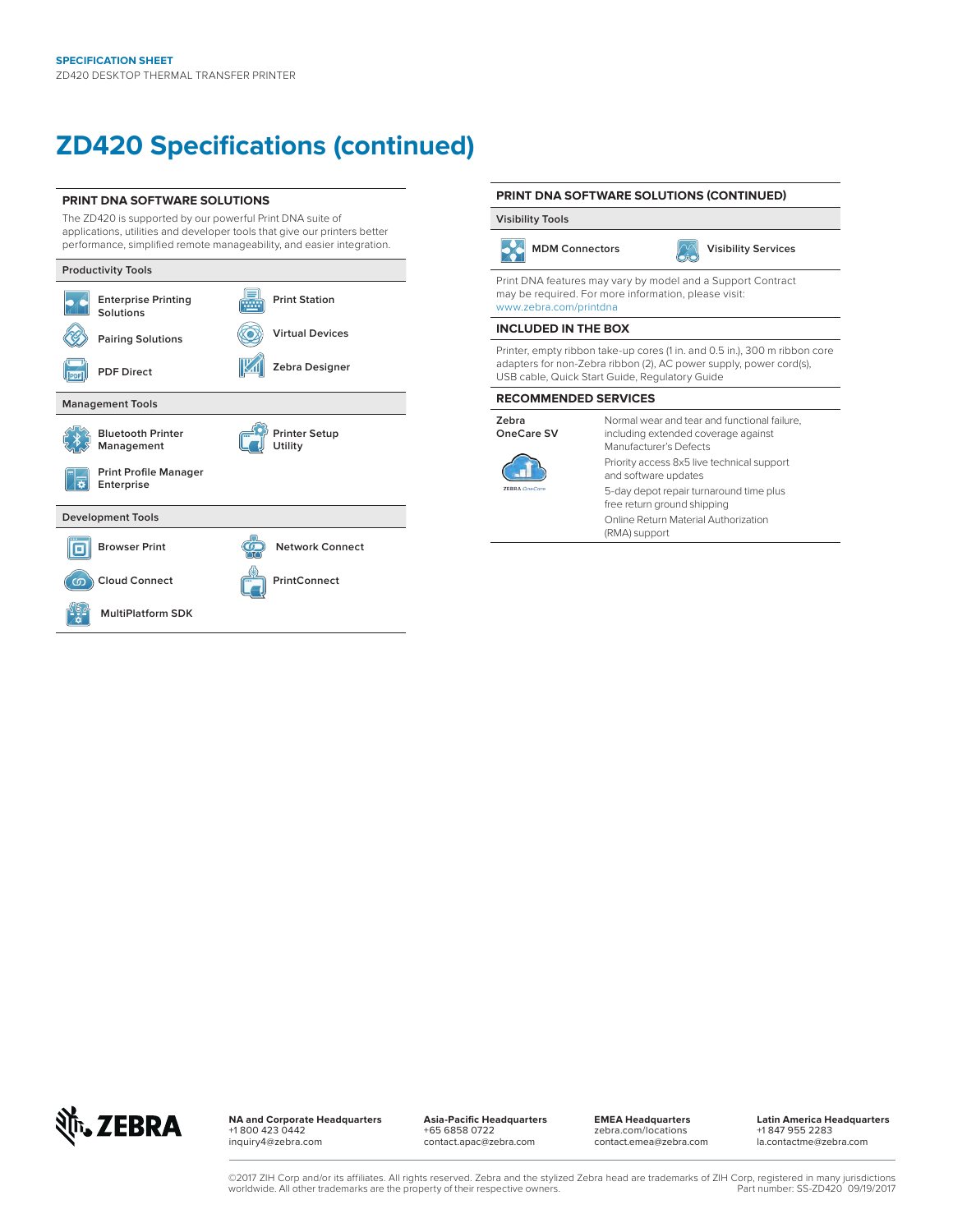# ZD420 Specifications (continued)

## PRINT DNA SOFTWARE SOLUTIONS

The ZD420 is supported by our powerful Print DNA suite of applications, utilities and developer tools that give our printers better performance, simplified remote manageability, and easier integration.

### Productivity Tools

- Enterprise Printing Solutions
- Print Station
- Pairing Solutions
- Virtual Devices
- PDF Direct
- Zebra Designer

### Management Tools

- Bluetooth Printer Management
- Printer Setup Utility
- Print Profile Manager Enterprise

### Development Tools

- Browser Print
- Network Connect
- Cloud Connect
- PrintConnect
- MultiPlatform SDK

## PRINT DNA SOFTWARE SOLUTIONS (CONTINUED)

### Visibility Tools

- MDM Connectors
- Visibility Services

Print DNA features may vary by model and a Support Contract may be required. For more information, please visit: www.zebra.com/printdna

## INCLUDED IN THE BOX

Printer, empty ribbon take-up cores (1 in. and 0.5 in.), 300 m ribbon core adapters for non-Zebra ribbon (2), AC power supply, power cord(s), USB cable, Quick Start Guide, Regulatory Guide

## RECOMMENDED SERVICES

| | |
|---|---|
| **Zebra OneCare SV** | Normal wear and tear and functional failure, including extended coverage against Manufacturer's Defects |
| | Priority access 8x5 live technical support and software updates |
| | 5-day depot repair turnaround time plus free return ground shipping |
| | Online Return Material Authorization (RMA) support |

**NA and Corporate Headquarters**
+1 800 423 0442
inquiry4@zebra.com

**Asia-Pacific Headquarters**
+65 6858 0722
contact.apac@zebra.com

**EMEA Headquarters**
zebra.com/locations
contact.emea@zebra.com

**Latin America Headquarters**
+1 847 955 2283
la.contactme@zebra.com

©2017 ZIH Corp and/or its affiliates. All rights reserved. Zebra and the stylized Zebra head are trademarks of ZIH Corp, registered in many jurisdictions worldwide. All other trademarks are the property of their respective owners. Part number: SS-ZD420 09/19/2017